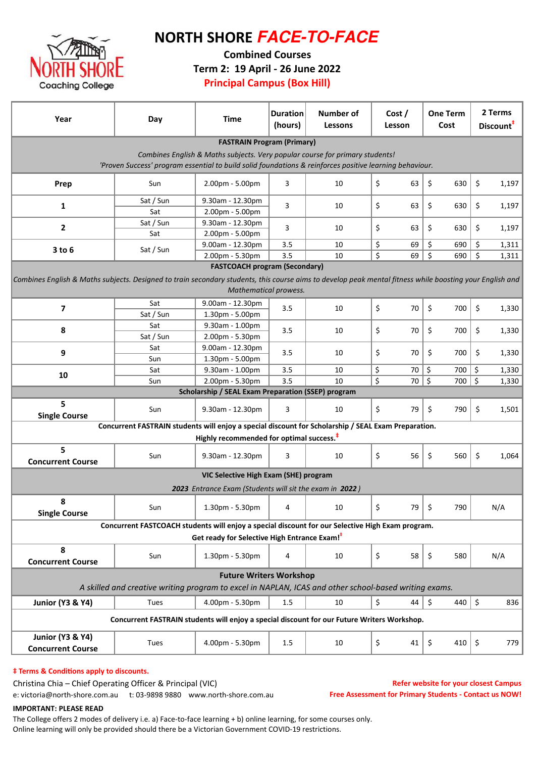# NORTH SHORE *FACE-TO-FACE*

## Combined Courses

## Term 2: 19 April - 26 June 2022

## Principal Campus (Box Hill)

| Year | Day | Time | Duration (hours) | Number of Lessons | Cost / Lesson | One Term Cost | 2 Terms Discount‡ |
|---|---|---|---|---|---|---|---|
| **FASTRAIN Program (Primary)** *Combines English & Maths subjects. Very popular course for primary students! 'Proven Success' program essential to build solid foundations & reinforces positive learning behaviour.* | | | | | | | |
| **Prep** | Sun | 2.00pm - 5.00pm | 3 | 10 | $ 63 | $ 630 | $ 1,197 |
| **1** | Sat / Sun | 9.30am - 12.30pm | 3 | 10 | $ 63 | $ 630 | $ 1,197 |
| | Sat | 2.00pm - 5.00pm | | | | | |
| **2** | Sat / Sun | 9.30am - 12.30pm | 3 | 10 | $ 63 | $ 630 | $ 1,197 |
| | Sat | 2.00pm - 5.00pm | | | | | |
| **3 to 6** | Sat / Sun | 9.00am - 12.30pm | 3.5 | 10 | $ 69 | $ 690 | $ 1,311 |
| | | 2.00pm - 5.30pm | 3.5 | 10 | $ 69 | $ 690 | $ 1,311 |
| **FASTCOACH program (Secondary)** *Combines English & Maths subjects. Designed to train secondary students, this course aims to develop peak mental fitness while boosting your English and Mathematical prowess.* | | | | | | | |
| **7** | Sat | 9.00am - 12.30pm | 3.5 | 10 | $ 70 | $ 700 | $ 1,330 |
| | Sat / Sun | 1.30pm - 5.00pm | | | | | |
| **8** | Sat | 9.30am - 1.00pm | 3.5 | 10 | $ 70 | $ 700 | $ 1,330 |
| | Sat / Sun | 2.00pm - 5.30pm | | | | | |
| **9** | Sat | 9.00am - 12.30pm | 3.5 | 10 | $ 70 | $ 700 | $ 1,330 |
| | Sun | 1.30pm - 5.00pm | | | | | |
| **10** | Sat | 9.30am - 1.00pm | 3.5 | 10 | $ 70 | $ 700 | $ 1,330 |
| | Sun | 2.00pm - 5.30pm | 3.5 | 10 | $ 70 | $ 700 | $ 1,330 |
| **Scholarship / SEAL Exam Preparation (SSEP) program** | | | | | | | |
| **5 Single Course** | Sun | 9.30am - 12.30pm | 3 | 10 | $ 79 | $ 790 | $ 1,501 |
| **Concurrent FASTRAIN students will enjoy a special discount for Scholarship / SEAL Exam Preparation. Highly recommended for optimal success.‡** | | | | | | | |
| **5 Concurrent Course** | Sun | 9.30am - 12.30pm | 3 | 10 | $ 56 | $ 560 | $ 1,064 |
| **VIC Selective High Exam (SHE) program** ***2023*** *Entrance Exam (Students will sit the exam in* ***2022****)* | | | | | | | |
| **8 Single Course** | Sun | 1.30pm - 5.30pm | 4 | 10 | $ 79 | $ 790 | N/A |
| **Concurrent FASTCOACH students will enjoy a special discount for our Selective High Exam program. Get ready for Selective High Entrance Exam!‡** | | | | | | | |
| **8 Concurrent Course** | Sun | 1.30pm - 5.30pm | 4 | 10 | $ 58 | $ 580 | N/A |
| **Future Writers Workshop** *A skilled and creative writing program to excel in NAPLAN, ICAS and other school-based writing exams.* | | | | | | | |
| **Junior (Y3 & Y4)** | Tues | 4.00pm - 5.30pm | 1.5 | 10 | $ 44 | $ 440 | $ 836 |
| **Concurrent FASTRAIN students will enjoy a special discount for our Future Writers Workshop.** | | | | | | | |
| **Junior (Y3 & Y4) Concurrent Course** | Tues | 4.00pm - 5.30pm | 1.5 | 10 | $ 41 | $ 410 | $ 779 |

**‡ Terms & Conditions apply to discounts.**

Christina Chia – Chief Operating Officer & Principal (VIC)

e: victoria@north-shore.com.au t: 03-9898 9880 www.north-shore.com.au

**Refer website for your closest Campus**

**Free Assessment for Primary Students - Contact us NOW!**

**IMPORTANT: PLEASE READ**

The College offers 2 modes of delivery i.e. a) Face-to-face learning + b) online learning, for some courses only.
Online learning will only be provided should there be a Victorian Government COVID-19 restrictions.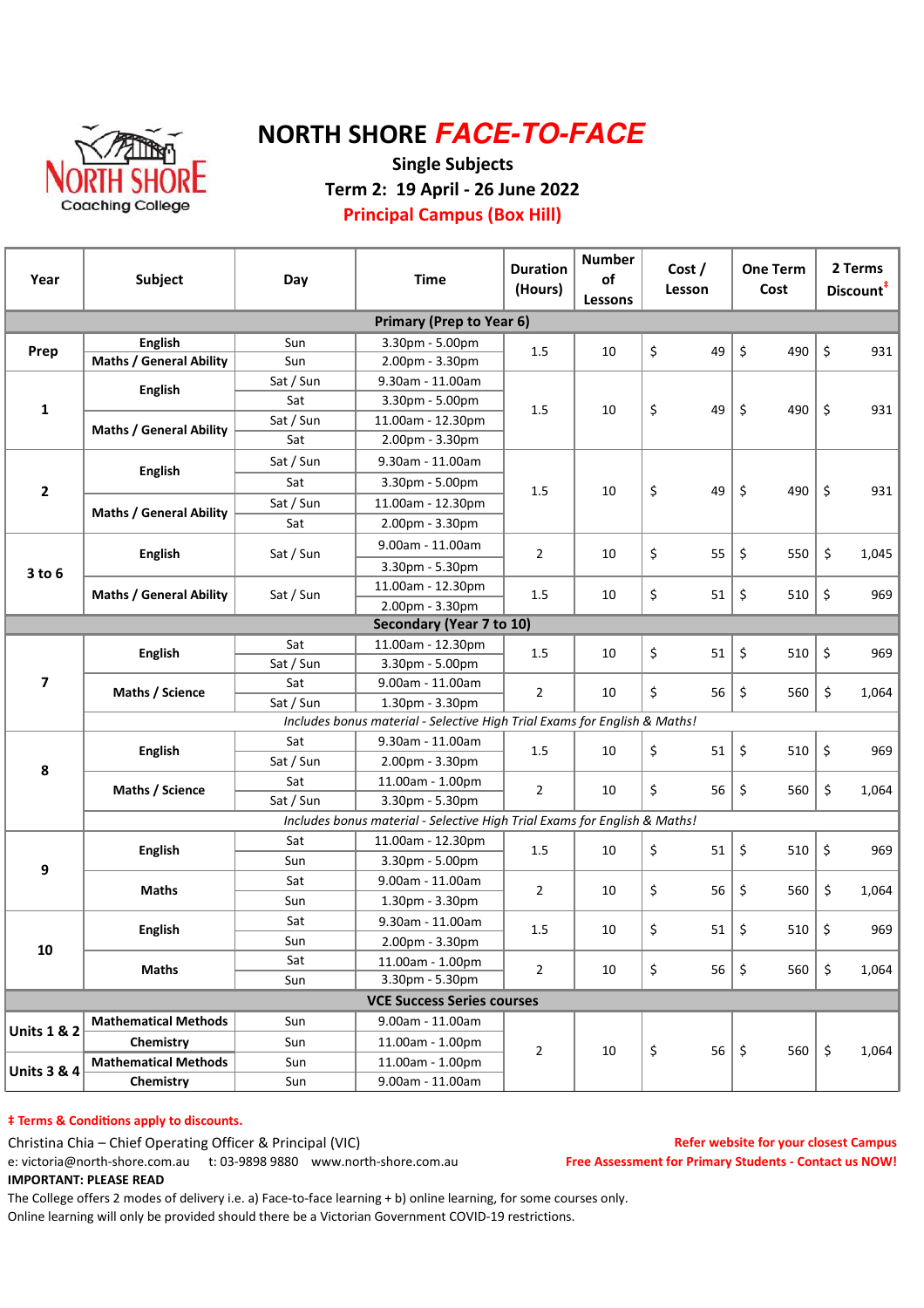# NORTH SHORE *FACE-TO-FACE*

**Single Subjects**

**Term 2: 19 April - 26 June 2022**

**Principal Campus (Box Hill)**

| Year | Subject | Day | Time | Duration (Hours) | Number of Lessons | Cost / Lesson | One Term Cost | 2 Terms Discount‡ |
|---|---|---|---|---|---|---|---|---|
| **Primary (Prep to Year 6)** | | | | | | | | |
| Prep | English | Sun | 3.30pm - 5.00pm | 1.5 | 10 | $ 49 | $ 490 | $ 931 |
| | Maths / General Ability | Sun | 2.00pm - 3.30pm | | | | | |
| 1 | English | Sat / Sun | 9.30am - 11.00am | 1.5 | 10 | $ 49 | $ 490 | $ 931 |
| | | Sat | 3.30pm - 5.00pm | | | | | |
| | Maths / General Ability | Sat / Sun | 11.00am - 12.30pm | | | | | |
| | | Sat | 2.00pm - 3.30pm | | | | | |
| 2 | English | Sat / Sun | 9.30am - 11.00am | 1.5 | 10 | $ 49 | $ 490 | $ 931 |
| | | Sat | 3.30pm - 5.00pm | | | | | |
| | Maths / General Ability | Sat / Sun | 11.00am - 12.30pm | | | | | |
| | | Sat | 2.00pm - 3.30pm | | | | | |
| 3 to 6 | English | Sat / Sun | 9.00am - 11.00am | 2 | 10 | $ 55 | $ 550 | $ 1,045 |
| | | | 3.30pm - 5.30pm | | | | | |
| | Maths / General Ability | Sat / Sun | 11.00am - 12.30pm | 1.5 | 10 | $ 51 | $ 510 | $ 969 |
| | | | 2.00pm - 3.30pm | | | | | |
| **Secondary (Year 7 to 10)** | | | | | | | | |
| 7 | English | Sat | 11.00am - 12.30pm | 1.5 | 10 | $ 51 | $ 510 | $ 969 |
| | | Sat / Sun | 3.30pm - 5.00pm | | | | | |
| | Maths / Science | Sat | 9.00am - 11.00am | 2 | 10 | $ 56 | $ 560 | $ 1,064 |
| | | Sat / Sun | 1.30pm - 3.30pm | | | | | |
| | *Includes bonus material - Selective High Trial Exams for English & Maths!* | | | | | | | |
| 8 | English | Sat | 9.30am - 11.00am | 1.5 | 10 | $ 51 | $ 510 | $ 969 |
| | | Sat / Sun | 2.00pm - 3.30pm | | | | | |
| | Maths / Science | Sat | 11.00am - 1.00pm | 2 | 10 | $ 56 | $ 560 | $ 1,064 |
| | | Sat / Sun | 3.30pm - 5.30pm | | | | | |
| | *Includes bonus material - Selective High Trial Exams for English & Maths!* | | | | | | | |
| 9 | English | Sat | 11.00am - 12.30pm | 1.5 | 10 | $ 51 | $ 510 | $ 969 |
| | | Sun | 3.30pm - 5.00pm | | | | | |
| | Maths | Sat | 9.00am - 11.00am | 2 | 10 | $ 56 | $ 560 | $ 1,064 |
| | | Sun | 1.30pm - 3.30pm | | | | | |
| 10 | English | Sat | 9.30am - 11.00am | 1.5 | 10 | $ 51 | $ 510 | $ 969 |
| | | Sun | 2.00pm - 3.30pm | | | | | |
| | Maths | Sat | 11.00am - 1.00pm | 2 | 10 | $ 56 | $ 560 | $ 1,064 |
| | | Sun | 3.30pm - 5.30pm | | | | | |
| **VCE Success Series courses** | | | | | | | | |
| Units 1 & 2 | Mathematical Methods | Sun | 9.00am - 11.00am | 2 | 10 | $ 56 | $ 560 | $ 1,064 |
| | Chemistry | Sun | 11.00am - 1.00pm | | | | | |
| Units 3 & 4 | Mathematical Methods | Sun | 11.00am - 1.00pm | | | | | |
| | Chemistry | Sun | 9.00am - 11.00am | | | | | |

**‡ Terms & Conditions apply to discounts.**

Christina Chia – Chief Operating Officer & Principal (VIC)

e: victoria@north-shore.com.au  t: 03-9898 9880  www.north-shore.com.au

**Refer website for your closest Campus**

**Free Assessment for Primary Students - Contact us NOW!**

**IMPORTANT: PLEASE READ**

The College offers 2 modes of delivery i.e. a) Face-to-face learning + b) online learning, for some courses only.
Online learning will only be provided should there be a Victorian Government COVID-19 restrictions.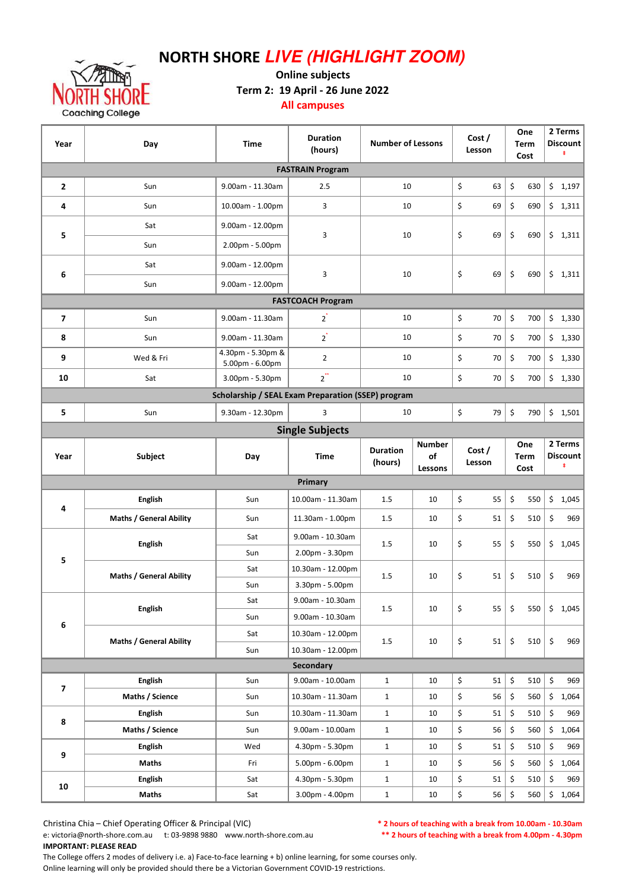# NORTH SHORE *LIVE (HIGHLIGHT ZOOM)*

**Online subjects**

**Term 2: 19 April - 26 June 2022**

**All campuses**

| Year | Day | Time | Duration (hours) | Number of Lessons | Cost / Lesson | One Term Cost | 2 Terms Discount ‡ |
|---|---|---|---|---|---|---|---|
| **FASTRAIN Program** | | | | | | | |
| 2 | Sun | 9.00am - 11.30am | 2.5 | 10 | $ 63 | $ 630 | $ 1,197 |
| 4 | Sun | 10.00am - 1.00pm | 3 | 10 | $ 69 | $ 690 | $ 1,311 |
| 5 | Sat | 9.00am - 12.00pm | 3 | 10 | $ 69 | $ 690 | $ 1,311 |
| | Sun | 2.00pm - 5.00pm | | | | | |
| 6 | Sat | 9.00am - 12.00pm | 3 | 10 | $ 69 | $ 690 | $ 1,311 |
| | Sun | 9.00am - 12.00pm | | | | | |
| **FASTCOACH Program** | | | | | | | |
| 7 | Sun | 9.00am - 11.30am | 2* | 10 | $ 70 | $ 700 | $ 1,330 |
| 8 | Sun | 9.00am - 11.30am | 2* | 10 | $ 70 | $ 700 | $ 1,330 |
| 9 | Wed & Fri | 4.30pm - 5.30pm & 5.00pm - 6.00pm | 2 | 10 | $ 70 | $ 700 | $ 1,330 |
| 10 | Sat | 3.00pm - 5.30pm | 2** | 10 | $ 70 | $ 700 | $ 1,330 |
| **Scholarship / SEAL Exam Preparation (SSEP) program** | | | | | | | |
| 5 | Sun | 9.30am - 12.30pm | 3 | 10 | $ 79 | $ 790 | $ 1,501 |

## Single Subjects

| Year | Subject | Day | Time | Duration (hours) | Number of Lessons | Cost / Lesson | One Term Cost | 2 Terms Discount ‡ |
|---|---|---|---|---|---|---|---|---|
| **Primary** | | | | | | | | |
| 4 | English | Sun | 10.00am - 11.30am | 1.5 | 10 | $ 55 | $ 550 | $ 1,045 |
| | Maths / General Ability | Sun | 11.30am - 1.00pm | 1.5 | 10 | $ 51 | $ 510 | $ 969 |
| 5 | English | Sat | 9.00am - 10.30am | 1.5 | 10 | $ 55 | $ 550 | $ 1,045 |
| | | Sun | 2.00pm - 3.30pm | | | | | |
| | Maths / General Ability | Sat | 10.30am - 12.00pm | 1.5 | 10 | $ 51 | $ 510 | $ 969 |
| | | Sun | 3.30pm - 5.00pm | | | | | |
| 6 | English | Sat | 9.00am - 10.30am | 1.5 | 10 | $ 55 | $ 550 | $ 1,045 |
| | | Sun | 9.00am - 10.30am | | | | | |
| | Maths / General Ability | Sat | 10.30am - 12.00pm | 1.5 | 10 | $ 51 | $ 510 | $ 969 |
| | | Sun | 10.30am - 12.00pm | | | | | |
| **Secondary** | | | | | | | | |
| 7 | English | Sun | 9.00am - 10.00am | 1 | 10 | $ 51 | $ 510 | $ 969 |
| | Maths / Science | Sun | 10.30am - 11.30am | 1 | 10 | $ 56 | $ 560 | $ 1,064 |
| 8 | English | Sun | 10.30am - 11.30am | 1 | 10 | $ 51 | $ 510 | $ 969 |
| | Maths / Science | Sun | 9.00am - 10.00am | 1 | 10 | $ 56 | $ 560 | $ 1,064 |
| 9 | English | Wed | 4.30pm - 5.30pm | 1 | 10 | $ 51 | $ 510 | $ 969 |
| | Maths | Fri | 5.00pm - 6.00pm | 1 | 10 | $ 56 | $ 560 | $ 1,064 |
| 10 | English | Sat | 4.30pm - 5.30pm | 1 | 10 | $ 51 | $ 510 | $ 969 |
| | Maths | Sat | 3.00pm - 4.00pm | 1 | 10 | $ 56 | $ 560 | $ 1,064 |

Christina Chia – Chief Operating Officer & Principal (VIC)

e: victoria@north-shore.com.au t: 03-9898 9880 www.north-shore.com.au

**\* 2 hours of teaching with a break from 10.00am - 10.30am**

**\*\* 2 hours of teaching with a break from 4.00pm - 4.30pm**

**IMPORTANT: PLEASE READ**

The College offers 2 modes of delivery i.e. a) Face-to-face learning + b) online learning, for some courses only.

Online learning will only be provided should there be a Victorian Government COVID-19 restrictions.